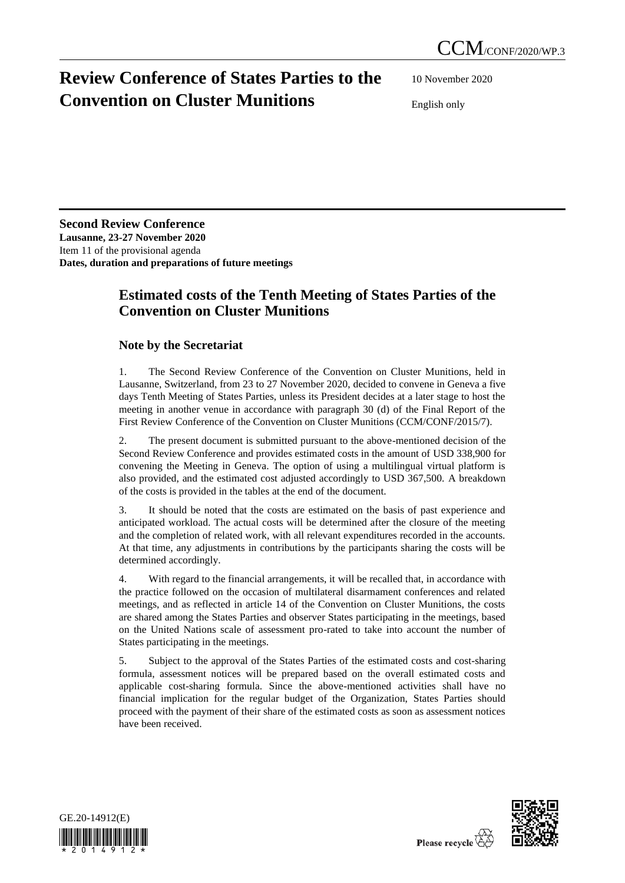CCM/CONF/2020/WP.3

# Review Conference of States Parties to the Convention on Cluster Munitions

10 November 2020

English only

**Second Review Conference**
**Lausanne, 23-27 November 2020**
Item 11 of the provisional agenda
**Dates, duration and preparations of future meetings**

## Estimated costs of the Tenth Meeting of States Parties of the Convention on Cluster Munitions

### Note by the Secretariat

1. The Second Review Conference of the Convention on Cluster Munitions, held in Lausanne, Switzerland, from 23 to 27 November 2020, decided to convene in Geneva a five days Tenth Meeting of States Parties, unless its President decides at a later stage to host the meeting in another venue in accordance with paragraph 30 (d) of the Final Report of the First Review Conference of the Convention on Cluster Munitions (CCM/CONF/2015/7).

2. The present document is submitted pursuant to the above-mentioned decision of the Second Review Conference and provides estimated costs in the amount of USD 338,900 for convening the Meeting in Geneva. The option of using a multilingual virtual platform is also provided, and the estimated cost adjusted accordingly to USD 367,500. A breakdown of the costs is provided in the tables at the end of the document.

3. It should be noted that the costs are estimated on the basis of past experience and anticipated workload. The actual costs will be determined after the closure of the meeting and the completion of related work, with all relevant expenditures recorded in the accounts. At that time, any adjustments in contributions by the participants sharing the costs will be determined accordingly.

4. With regard to the financial arrangements, it will be recalled that, in accordance with the practice followed on the occasion of multilateral disarmament conferences and related meetings, and as reflected in article 14 of the Convention on Cluster Munitions, the costs are shared among the States Parties and observer States participating in the meetings, based on the United Nations scale of assessment pro-rated to take into account the number of States participating in the meetings.

5. Subject to the approval of the States Parties of the estimated costs and cost-sharing formula, assessment notices will be prepared based on the overall estimated costs and applicable cost-sharing formula. Since the above-mentioned activities shall have no financial implication for the regular budget of the Organization, States Parties should proceed with the payment of their share of the estimated costs as soon as assessment notices have been received.

GE.20-14912(E)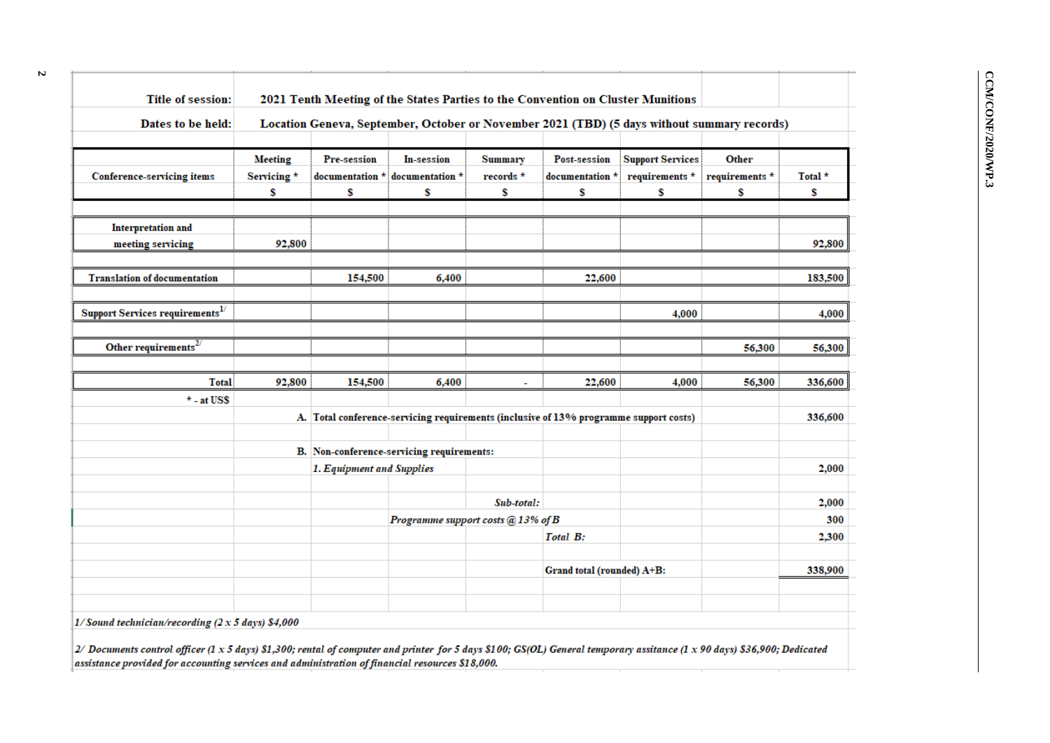**Title of session:** 2021 Tenth Meeting of the States Parties to the Convention on Cluster Munitions

**Dates to be held:** Location Geneva, September, October or November 2021 (TBD) (5 days without summary records)

| Conference-servicing items | Meeting Servicing * $ | Pre-session documentation * $ | In-session documentation * $ | Summary records * $ | Post-session documentation * $ | Support Services requirements * $ | Other requirements * $ | Total * $ |
|---|---|---|---|---|---|---|---|---|
| Interpretation and meeting servicing | 92,800 | | | | | | | 92,800 |
| Translation of documentation | | 154,500 | 6,400 | | 22,600 | | | 183,500 |
| Support Services requirements[1/] | | | | | | 4,000 | | 4,000 |
| Other requirements[2/] | | | | | | | 56,300 | 56,300 |
| Total | 92,800 | 154,500 | 6,400 | - | 22,600 | 4,000 | 56,300 | 336,600 |

\* - at US$

| | |
|---|---|
| A. Total conference-servicing requirements (inclusive of 13% programme support costs) | 336,600 |
| B. Non-conference-servicing requirements: | |
| *1. Equipment and Supplies* | 2,000 |
| *Sub-total:* | 2,000 |
| *Programme support costs @ 13% of B* | 300 |
| *Total B:* | 2,300 |
| Grand total (rounded) A+B: | 338,900 |

*1/ Sound technician/recording (2 x 5 days) $4,000*

*2/ Documents control officer (1 x 5 days) $1,300; rental of computer and printer for 5 days $100; GS(OL) General temporary assitance (1 x 90 days) $36,900; Dedicated assistance provided for accounting services and administration of financial resources $18,000.*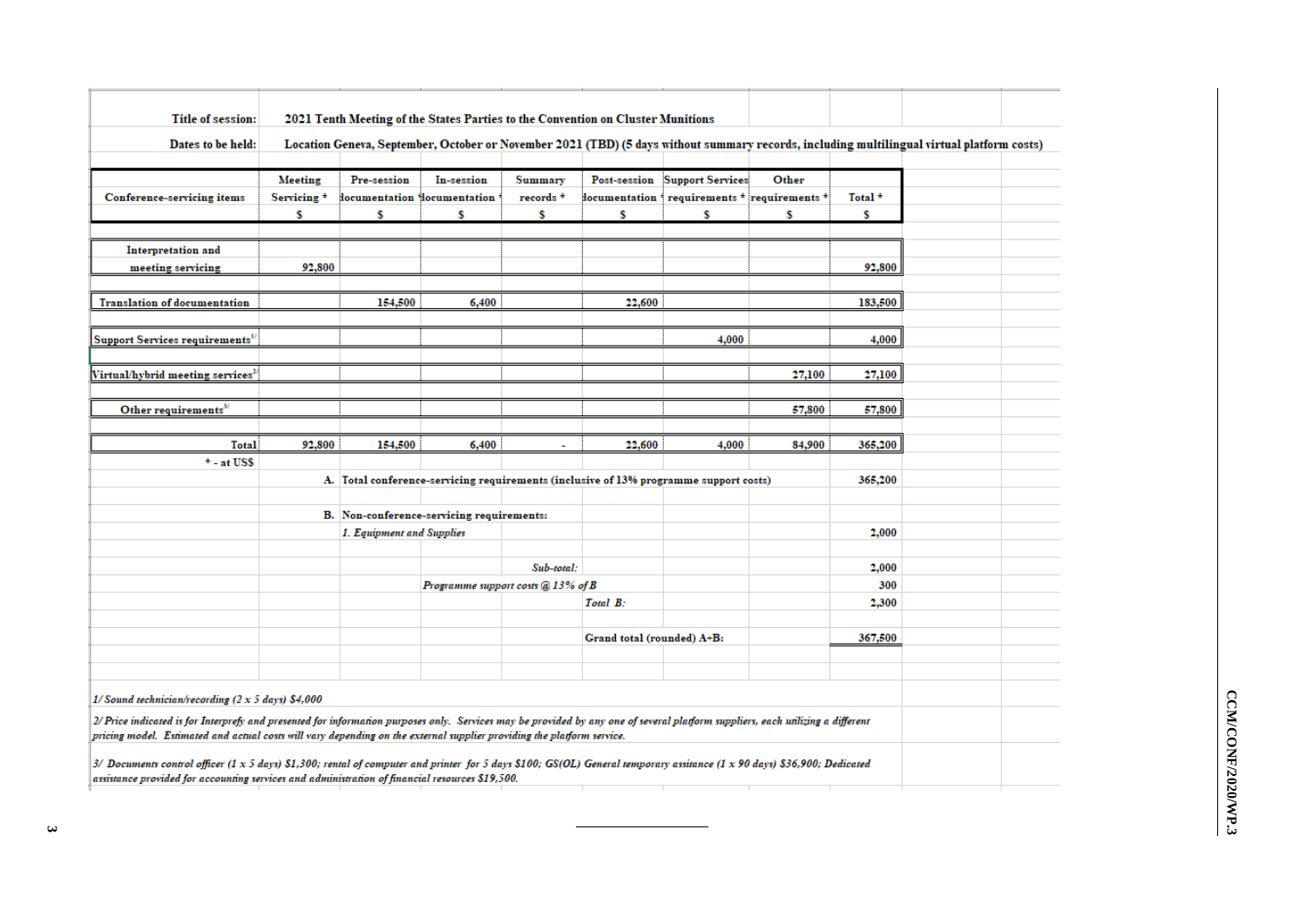**Title of session:** 2021 Tenth Meeting of the States Parties to the Convention on Cluster Munitions

**Dates to be held:** Location Geneva, September, October or November 2021 (TBD) (5 days without summary records, including multilingual virtual platform costs)

| Conference-servicing items | Meeting Servicing * $ | Pre-session documentation * $ | In-session documentation * $ | Summary records * $ | Post-session documentation * $ | Support Services requirements * $ | Other requirements * $ | Total * $ |
|---|---|---|---|---|---|---|---|---|
| Interpretation and meeting servicing | 92,800 | | | | | | | 92,800 |
| Translation of documentation | | 154,500 | 6,400 | | 22,600 | | | 183,500 |
| Support Services requirements[1/] | | | | | | 4,000 | | 4,000 |
| Virtual/hybrid meeting services[2/] | | | | | | | 27,100 | 27,100 |
| Other requirements[3/] | | | | | | | 57,800 | 57,800 |
| Total | 92,800 | 154,500 | 6,400 | - | 22,600 | 4,000 | 84,900 | 365,200 |

* - at US$

| | |
|---|---|
| A. Total conference-servicing requirements (inclusive of 13% programme support costs) | 365,200 |
| B. Non-conference-servicing requirements: | |
| *1. Equipment and Supplies* | 2,000 |
| *Sub-total:* | 2,000 |
| *Programme support costs @ 13% of B* | 300 |
| *Total B:* | 2,300 |
| Grand total (rounded) A+B: | 367,500 |

*1/ Sound technician/recording (2 x 5 days) $4,000*

*2/ Price indicated is for Interprefy and presented for information purposes only. Services may be provided by any one of several platform suppliers, each utilizing a different pricing model. Estimated and actual costs will vary depending on the external supplier providing the platform service.*

*3/ Documents control officer (1 x 5 days) $1,300; rental of computer and printer for 5 days $100; GS(OL) General temporary assitance (1 x 90 days) $36,900; Dedicated assistance provided for accounting services and administration of financial resources $19,500.*